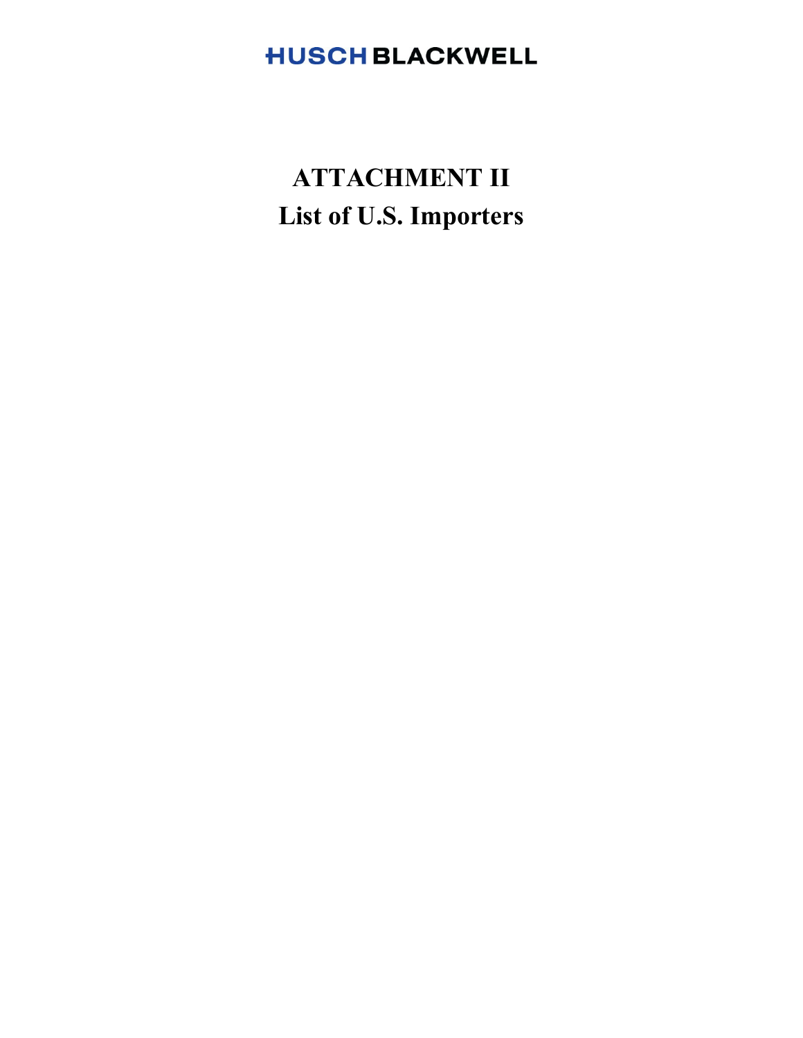HUSCH BLACKWELL

# ATTACHMENT II
# List of U.S. Importers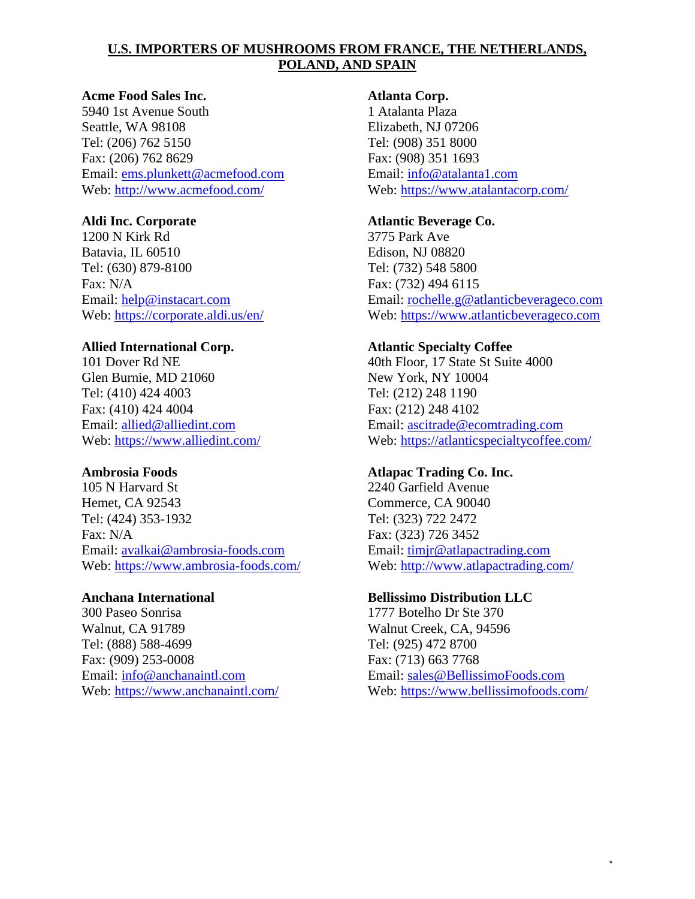## U.S. IMPORTERS OF MUSHROOMS FROM FRANCE, THE NETHERLANDS, POLAND, AND SPAIN

**Acme Food Sales Inc.**
5940 1st Avenue South
Seattle, WA 98108
Tel: (206) 762 5150
Fax: (206) 762 8629
Email: ems.plunkett@acmefood.com
Web: http://www.acmefood.com/

**Aldi Inc. Corporate**
1200 N Kirk Rd
Batavia, IL 60510
Tel: (630) 879-8100
Fax: N/A
Email: help@instacart.com
Web: https://corporate.aldi.us/en/

**Allied International Corp.**
101 Dover Rd NE
Glen Burnie, MD 21060
Tel: (410) 424 4003
Fax: (410) 424 4004
Email: allied@alliedint.com
Web: https://www.alliedint.com/

**Ambrosia Foods**
105 N Harvard St
Hemet, CA 92543
Tel: (424) 353-1932
Fax: N/A
Email: avalkai@ambrosia-foods.com
Web: https://www.ambrosia-foods.com/

**Anchana International**
300 Paseo Sonrisa
Walnut, CA 91789
Tel: (888) 588-4699
Fax: (909) 253-0008
Email: info@anchanaintl.com
Web: https://www.anchanaintl.com/

**Atlanta Corp.**
1 Atalanta Plaza
Elizabeth, NJ 07206
Tel: (908) 351 8000
Fax: (908) 351 1693
Email: info@atalanta1.com
Web: https://www.atalantacorp.com/

**Atlantic Beverage Co.**
3775 Park Ave
Edison, NJ 08820
Tel: (732) 548 5800
Fax: (732) 494 6115
Email: rochelle.g@atlanticbeverageco.com
Web: https://www.atlanticbeverageco.com

**Atlantic Specialty Coffee**
40th Floor, 17 State St Suite 4000
New York, NY 10004
Tel: (212) 248 1190
Fax: (212) 248 4102
Email: ascitrade@ecomtrading.com
Web: https://atlanticspecialtycoffee.com/

**Atlapac Trading Co. Inc.**
2240 Garfield Avenue
Commerce, CA 90040
Tel: (323) 722 2472
Fax: (323) 726 3452
Email: timjr@atlapactrading.com
Web: http://www.atlapactrading.com/

**Bellissimo Distribution LLC**
1777 Botelho Dr Ste 370
Walnut Creek, CA, 94596
Tel: (925) 472 8700
Fax: (713) 663 7768
Email: sales@BellissimoFoods.com
Web: https://www.bellissimofoods.com/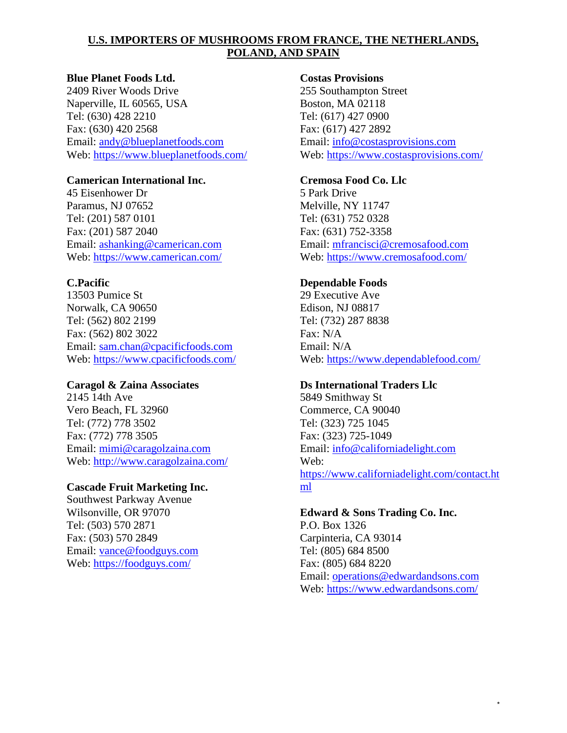## U.S. IMPORTERS OF MUSHROOMS FROM FRANCE, THE NETHERLANDS, POLAND, AND SPAIN

**Blue Planet Foods Ltd.**
2409 River Woods Drive
Naperville, IL 60565, USA
Tel: (630) 428 2210
Fax: (630) 420 2568
Email: andy@blueplanetfoods.com
Web: https://www.blueplanetfoods.com/

**Camerican International Inc.**
45 Eisenhower Dr
Paramus, NJ 07652
Tel: (201) 587 0101
Fax: (201) 587 2040
Email: ashanking@camerican.com
Web: https://www.camerican.com/

**C.Pacific**
13503 Pumice St
Norwalk, CA 90650
Tel: (562) 802 2199
Fax: (562) 802 3022
Email: sam.chan@cpacificfoods.com
Web: https://www.cpacificfoods.com/

**Caragol & Zaina Associates**
2145 14th Ave
Vero Beach, FL 32960
Tel: (772) 778 3502
Fax: (772) 778 3505
Email: mimi@caragolzaina.com
Web: http://www.caragolzaina.com/

**Cascade Fruit Marketing Inc.**
Southwest Parkway Avenue
Wilsonville, OR 97070
Tel: (503) 570 2871
Fax: (503) 570 2849
Email: vance@foodguys.com
Web: https://foodguys.com/

**Costas Provisions**
255 Southampton Street
Boston, MA 02118
Tel: (617) 427 0900
Fax: (617) 427 2892
Email: info@costasprovisions.com
Web: https://www.costasprovisions.com/

**Cremosa Food Co. Llc**
5 Park Drive
Melville, NY 11747
Tel: (631) 752 0328
Fax: (631) 752-3358
Email: mfrancisci@cremosafood.com
Web: https://www.cremosafood.com/

**Dependable Foods**
29 Executive Ave
Edison, NJ 08817
Tel: (732) 287 8838
Fax: N/A
Email: N/A
Web: https://www.dependablefood.com/

**Ds International Traders Llc**
5849 Smithway St
Commerce, CA 90040
Tel: (323) 725 1045
Fax: (323) 725-1049
Email: info@californiadelight.com
Web: https://www.californiadelight.com/contact.html

**Edward & Sons Trading Co. Inc.**
P.O. Box 1326
Carpinteria, CA 93014
Tel: (805) 684 8500
Fax: (805) 684 8220
Email: operations@edwardandsons.com
Web: https://www.edwardandsons.com/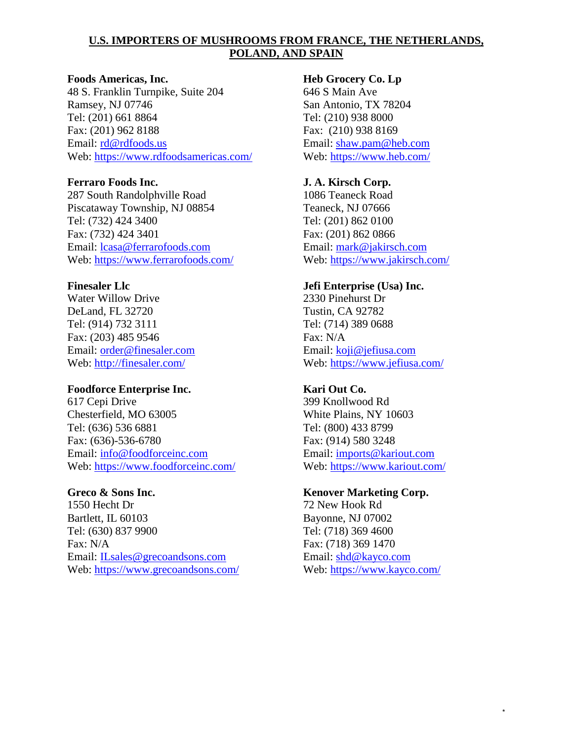## U.S. IMPORTERS OF MUSHROOMS FROM FRANCE, THE NETHERLANDS, POLAND, AND SPAIN

**Foods Americas, Inc.**
48 S. Franklin Turnpike, Suite 204
Ramsey, NJ 07746
Tel: (201) 661 8864
Fax: (201) 962 8188
Email: rd@rdfoods.us
Web: https://www.rdfoodsamericas.com/

**Ferraro Foods Inc.**
287 South Randolphville Road
Piscataway Township, NJ 08854
Tel: (732) 424 3400
Fax: (732) 424 3401
Email: lcasa@ferrarofoods.com
Web: https://www.ferrarofoods.com/

**Finesaler Llc**
Water Willow Drive
DeLand, FL 32720
Tel: (914) 732 3111
Fax: (203) 485 9546
Email: order@finesaler.com
Web: http://finesaler.com/

**Foodforce Enterprise Inc.**
617 Cepi Drive
Chesterfield, MO 63005
Tel: (636) 536 6881
Fax: (636)-536-6780
Email: info@foodforceinc.com
Web: https://www.foodforceinc.com/

**Greco & Sons Inc.**
1550 Hecht Dr
Bartlett, IL 60103
Tel: (630) 837 9900
Fax: N/A
Email: ILsales@grecoandsons.com
Web: https://www.grecoandsons.com/

**Heb Grocery Co. Lp**
646 S Main Ave
San Antonio, TX 78204
Tel: (210) 938 8000
Fax: (210) 938 8169
Email: shaw.pam@heb.com
Web: https://www.heb.com/

**J. A. Kirsch Corp.**
1086 Teaneck Road
Teaneck, NJ 07666
Tel: (201) 862 0100
Fax: (201) 862 0866
Email: mark@jakirsch.com
Web: https://www.jakirsch.com/

**Jefi Enterprise (Usa) Inc.**
2330 Pinehurst Dr
Tustin, CA 92782
Tel: (714) 389 0688
Fax: N/A
Email: koji@jefiusa.com
Web: https://www.jefiusa.com/

**Kari Out Co.**
399 Knollwood Rd
White Plains, NY 10603
Tel: (800) 433 8799
Fax: (914) 580 3248
Email: imports@kariout.com
Web: https://www.kariout.com/

**Kenover Marketing Corp.**
72 New Hook Rd
Bayonne, NJ 07002
Tel: (718) 369 4600
Fax: (718) 369 1470
Email: shd@kayco.com
Web: https://www.kayco.com/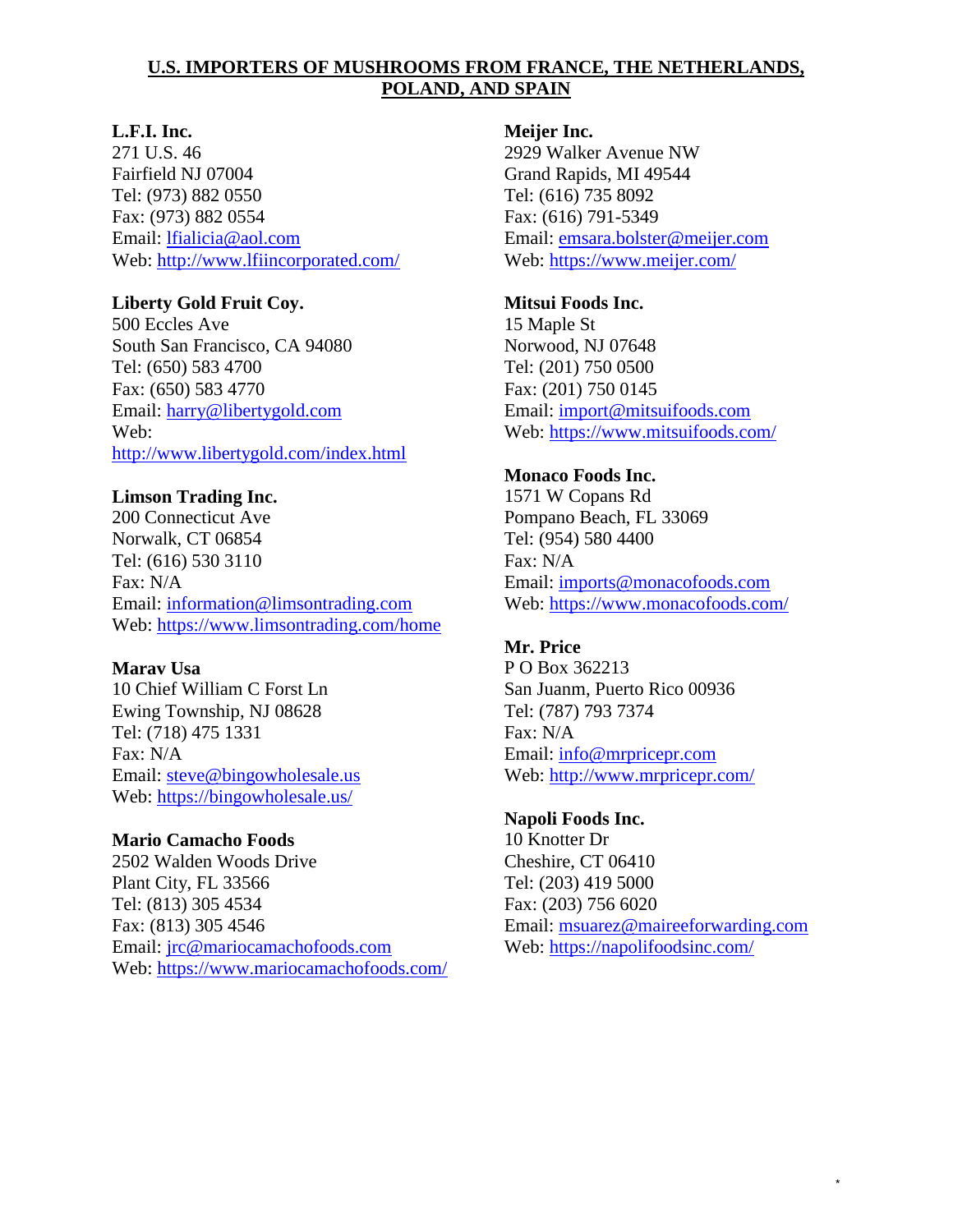## U.S. IMPORTERS OF MUSHROOMS FROM FRANCE, THE NETHERLANDS, POLAND, AND SPAIN

**L.F.I. Inc.**
271 U.S. 46
Fairfield NJ 07004
Tel: (973) 882 0550
Fax: (973) 882 0554
Email: lfialicia@aol.com
Web: http://www.lfiincorporated.com/

**Liberty Gold Fruit Coy.**
500 Eccles Ave
South San Francisco, CA 94080
Tel: (650) 583 4700
Fax: (650) 583 4770
Email: harry@libertygold.com
Web:
http://www.libertygold.com/index.html

**Limson Trading Inc.**
200 Connecticut Ave
Norwalk, CT 06854
Tel: (616) 530 3110
Fax: N/A
Email: information@limsontrading.com
Web: https://www.limsontrading.com/home

**Marav Usa**
10 Chief William C Forst Ln
Ewing Township, NJ 08628
Tel: (718) 475 1331
Fax: N/A
Email: steve@bingowholesale.us
Web: https://bingowholesale.us/

**Mario Camacho Foods**
2502 Walden Woods Drive
Plant City, FL 33566
Tel: (813) 305 4534
Fax: (813) 305 4546
Email: jrc@mariocamachofoods.com
Web: https://www.mariocamachofoods.com/

**Meijer Inc.**
2929 Walker Avenue NW
Grand Rapids, MI 49544
Tel: (616) 735 8092
Fax: (616) 791-5349
Email: emsara.bolster@meijer.com
Web: https://www.meijer.com/

**Mitsui Foods Inc.**
15 Maple St
Norwood, NJ 07648
Tel: (201) 750 0500
Fax: (201) 750 0145
Email: import@mitsuifoods.com
Web: https://www.mitsuifoods.com/

**Monaco Foods Inc.**
1571 W Copans Rd
Pompano Beach, FL 33069
Tel: (954) 580 4400
Fax: N/A
Email: imports@monacofoods.com
Web: https://www.monacofoods.com/

**Mr. Price**
P O Box 362213
San Juanm, Puerto Rico 00936
Tel: (787) 793 7374
Fax: N/A
Email: info@mrpricepr.com
Web: http://www.mrpricepr.com/

**Napoli Foods Inc.**
10 Knotter Dr
Cheshire, CT 06410
Tel: (203) 419 5000
Fax: (203) 756 6020
Email: msuarez@maireeforwarding.com
Web: https://napolifoodsinc.com/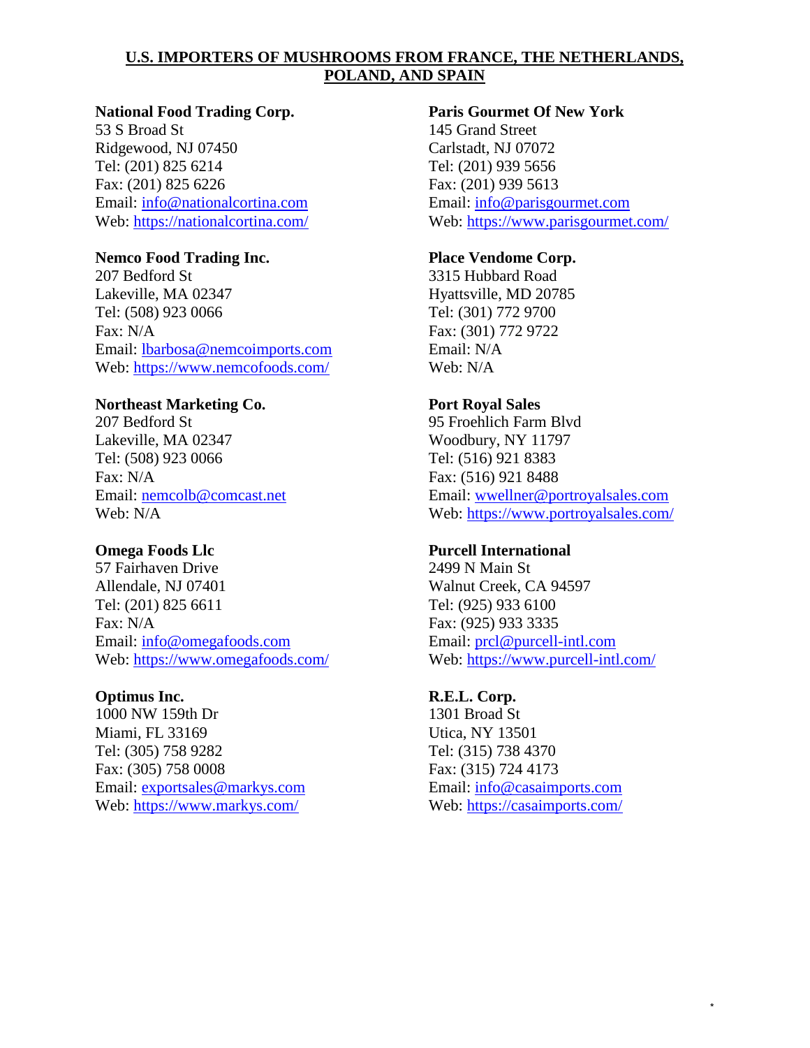## U.S. IMPORTERS OF MUSHROOMS FROM FRANCE, THE NETHERLANDS, POLAND, AND SPAIN

**National Food Trading Corp.**
53 S Broad St
Ridgewood, NJ 07450
Tel: (201) 825 6214
Fax: (201) 825 6226
Email: info@nationalcortina.com
Web: https://nationalcortina.com/

**Nemco Food Trading Inc.**
207 Bedford St
Lakeville, MA 02347
Tel: (508) 923 0066
Fax: N/A
Email: lbarbosa@nemcoimports.com
Web: https://www.nemcofoods.com/

**Northeast Marketing Co.**
207 Bedford St
Lakeville, MA 02347
Tel: (508) 923 0066
Fax: N/A
Email: nemcolb@comcast.net
Web: N/A

**Omega Foods Llc**
57 Fairhaven Drive
Allendale, NJ 07401
Tel: (201) 825 6611
Fax: N/A
Email: info@omegafoods.com
Web: https://www.omegafoods.com/

**Optimus Inc.**
1000 NW 159th Dr
Miami, FL 33169
Tel: (305) 758 9282
Fax: (305) 758 0008
Email: exportsales@markys.com
Web: https://www.markys.com/

**Paris Gourmet Of New York**
145 Grand Street
Carlstadt, NJ 07072
Tel: (201) 939 5656
Fax: (201) 939 5613
Email: info@parisgourmet.com
Web: https://www.parisgourmet.com/

**Place Vendome Corp.**
3315 Hubbard Road
Hyattsville, MD 20785
Tel: (301) 772 9700
Fax: (301) 772 9722
Email: N/A
Web: N/A

**Port Royal Sales**
95 Froehlich Farm Blvd
Woodbury, NY 11797
Tel: (516) 921 8383
Fax: (516) 921 8488
Email: wwellner@portroyalsales.com
Web: https://www.portroyalsales.com/

**Purcell International**
2499 N Main St
Walnut Creek, CA 94597
Tel: (925) 933 6100
Fax: (925) 933 3335
Email: prcl@purcell-intl.com
Web: https://www.purcell-intl.com/

**R.E.L. Corp.**
1301 Broad St
Utica, NY 13501
Tel: (315) 738 4370
Fax: (315) 724 4173
Email: info@casaimports.com
Web: https://casaimports.com/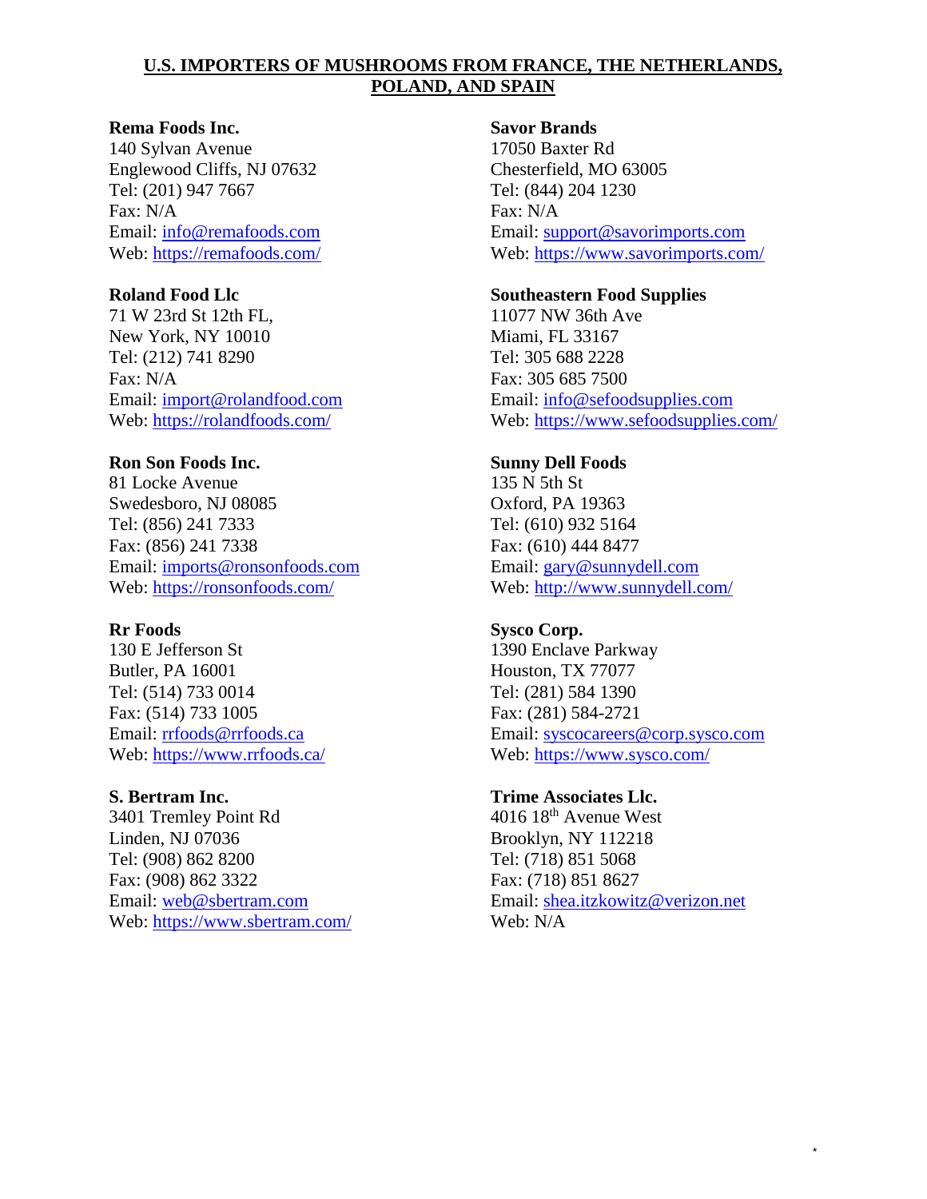## U.S. IMPORTERS OF MUSHROOMS FROM FRANCE, THE NETHERLANDS, POLAND, AND SPAIN

**Rema Foods Inc.**
140 Sylvan Avenue
Englewood Cliffs, NJ 07632
Tel: (201) 947 7667
Fax: N/A
Email: info@remafoods.com
Web: https://remafoods.com/

**Roland Food Llc**
71 W 23rd St 12th FL,
New York, NY 10010
Tel: (212) 741 8290
Fax: N/A
Email: import@rolandfood.com
Web: https://rolandfoods.com/

**Ron Son Foods Inc.**
81 Locke Avenue
Swedesboro, NJ 08085
Tel: (856) 241 7333
Fax: (856) 241 7338
Email: imports@ronsonfoods.com
Web: https://ronsonfoods.com/

**Rr Foods**
130 E Jefferson St
Butler, PA 16001
Tel: (514) 733 0014
Fax: (514) 733 1005
Email: rrfoods@rrfoods.ca
Web: https://www.rrfoods.ca/

**S. Bertram Inc.**
3401 Tremley Point Rd
Linden, NJ 07036
Tel: (908) 862 8200
Fax: (908) 862 3322
Email: web@sbertram.com
Web: https://www.sbertram.com/

**Savor Brands**
17050 Baxter Rd
Chesterfield, MO 63005
Tel: (844) 204 1230
Fax: N/A
Email: support@savorimports.com
Web: https://www.savorimports.com/

**Southeastern Food Supplies**
11077 NW 36th Ave
Miami, FL 33167
Tel: 305 688 2228
Fax: 305 685 7500
Email: info@sefoodsupplies.com
Web: https://www.sefoodsupplies.com/

**Sunny Dell Foods**
135 N 5th St
Oxford, PA 19363
Tel: (610) 932 5164
Fax: (610) 444 8477
Email: gary@sunnydell.com
Web: http://www.sunnydell.com/

**Sysco Corp.**
1390 Enclave Parkway
Houston, TX 77077
Tel: (281) 584 1390
Fax: (281) 584-2721
Email: syscocareers@corp.sysco.com
Web: https://www.sysco.com/

**Trime Associates Llc.**
4016 18th Avenue West
Brooklyn, NY 112218
Tel: (718) 851 5068
Fax: (718) 851 8627
Email: shea.itzkowitz@verizon.net
Web: N/A